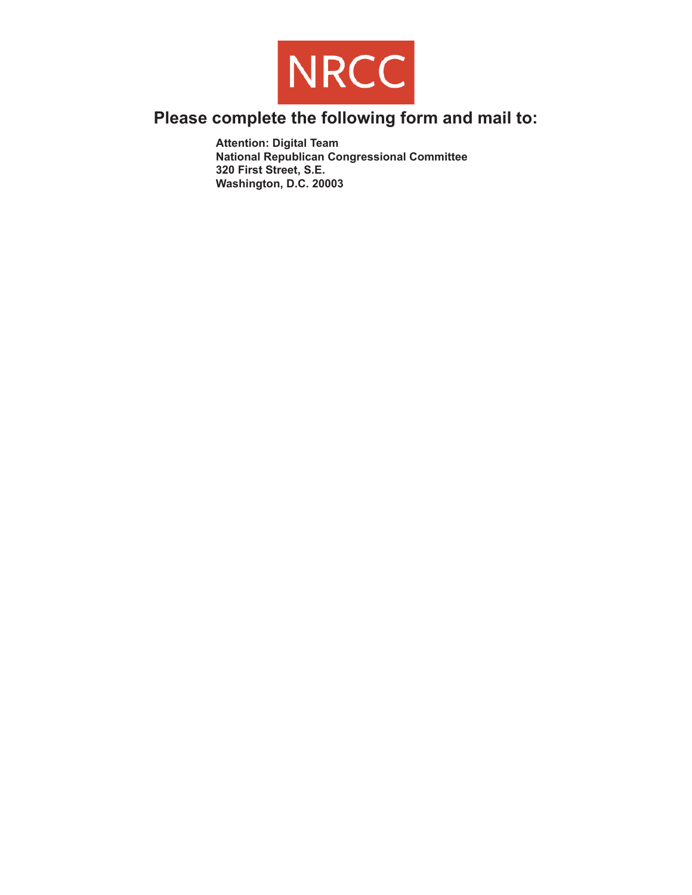NRCC

## Please complete the following form and mail to:

**Attention: Digital Team**
**National Republican Congressional Committee**
**320 First Street, S.E.**
**Washington, D.C. 20003**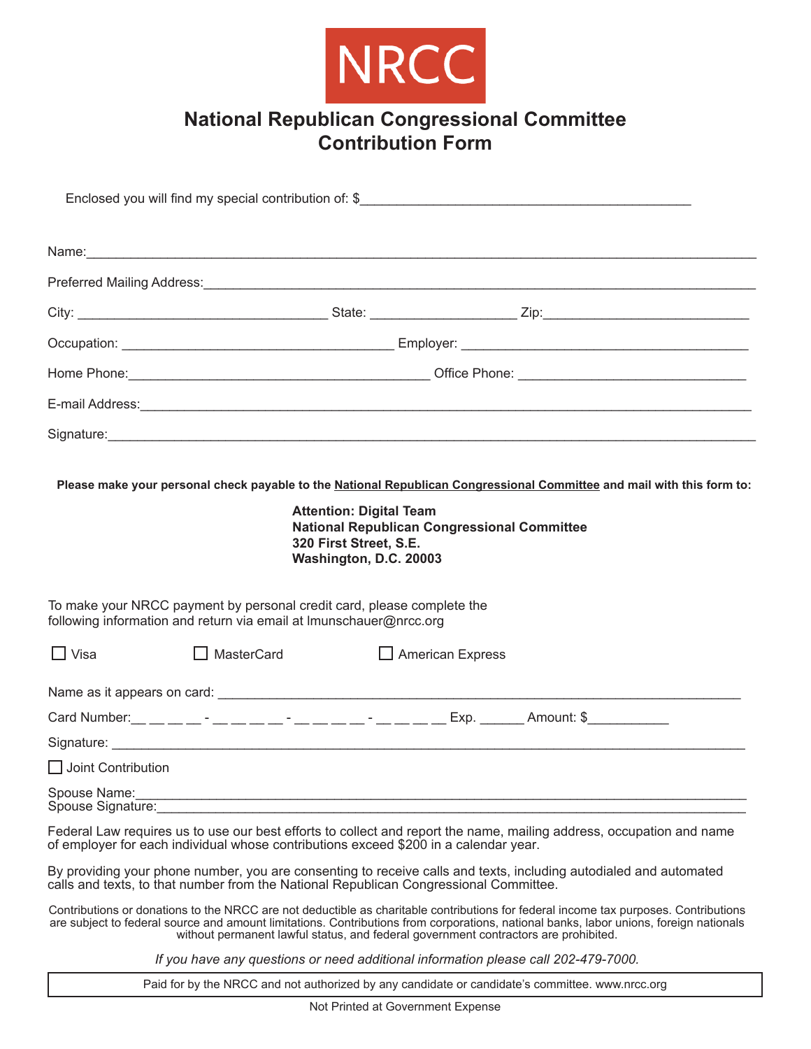NRCC

# National Republican Congressional Committee Contribution Form

Enclosed you will find my special contribution of: $_____________________________________________

Name:_____________________________________________________________________________________

Preferred Mailing Address:__________________________________________________________________

City: __________________________________ State: ____________________ Zip:____________________________

Occupation: _____________________________________ Employer: ______________________________________

Home Phone:_________________________________________ Office Phone: ______________________________

E-mail Address:_______________________________________________________________________________

Signature:___________________________________________________________________________________

**Please make your personal check payable to the National Republican Congressional Committee and mail with this form to:**

**Attention: Digital Team**
**National Republican Congressional Committee**
**320 First Street, S.E.**
**Washington, D.C. 20003**

To make your NRCC payment by personal credit card, please complete the following information and return via email at lmunschauer@nrcc.org

☐ Visa ☐ MasterCard ☐ American Express

Name as it appears on card: ______________________________________________________________________

Card Number:__ __ __ __ - __ __ __ __ - __ __ __ __ - __ __ __ __ Exp. ______ Amount: $___________

Signature: ____________________________________________________________________________________

☐ Joint Contribution

Spouse Name:_________________________________________________________________________________
Spouse Signature:______________________________________________________________________________

Federal Law requires us to use our best efforts to collect and report the name, mailing address, occupation and name of employer for each individual whose contributions exceed $200 in a calendar year.

By providing your phone number, you are consenting to receive calls and texts, including autodialed and automated calls and texts, to that number from the National Republican Congressional Committee.

Contributions or donations to the NRCC are not deductible as charitable contributions for federal income tax purposes. Contributions are subject to federal source and amount limitations. Contributions from corporations, national banks, labor unions, foreign nationals without permanent lawful status, and federal government contractors are prohibited.

*If you have any questions or need additional information please call 202-479-7000.*

Paid for by the NRCC and not authorized by any candidate or candidate's committee. www.nrcc.org

Not Printed at Government Expense